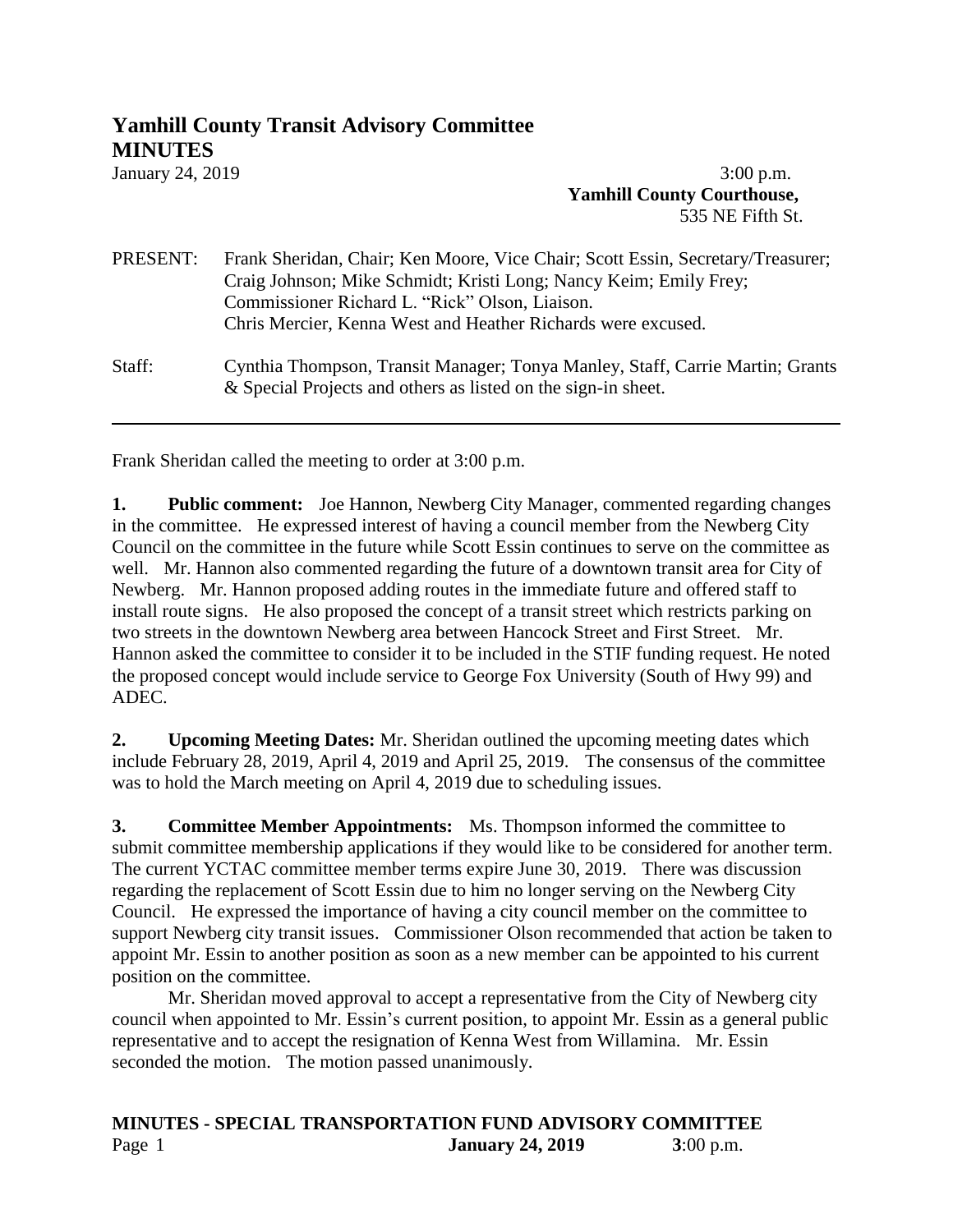# Yamhill County Transit Advisory Committee
## MINUTES

January 24, 2019 3:00 p.m.

**Yamhill County Courthouse,**
535 NE Fifth St.

PRESENT: Frank Sheridan, Chair; Ken Moore, Vice Chair; Scott Essin, Secretary/Treasurer; Craig Johnson; Mike Schmidt; Kristi Long; Nancy Keim; Emily Frey; Commissioner Richard L. "Rick" Olson, Liaison.
Chris Mercier, Kenna West and Heather Richards were excused.

Staff: Cynthia Thompson, Transit Manager; Tonya Manley, Staff, Carrie Martin; Grants & Special Projects and others as listed on the sign-in sheet.

---

Frank Sheridan called the meeting to order at 3:00 p.m.

**1. Public comment:** Joe Hannon, Newberg City Manager, commented regarding changes in the committee. He expressed interest of having a council member from the Newberg City Council on the committee in the future while Scott Essin continues to serve on the committee as well. Mr. Hannon also commented regarding the future of a downtown transit area for City of Newberg. Mr. Hannon proposed adding routes in the immediate future and offered staff to install route signs. He also proposed the concept of a transit street which restricts parking on two streets in the downtown Newberg area between Hancock Street and First Street. Mr. Hannon asked the committee to consider it to be included in the STIF funding request. He noted the proposed concept would include service to George Fox University (South of Hwy 99) and ADEC.

**2. Upcoming Meeting Dates:** Mr. Sheridan outlined the upcoming meeting dates which include February 28, 2019, April 4, 2019 and April 25, 2019. The consensus of the committee was to hold the March meeting on April 4, 2019 due to scheduling issues.

**3. Committee Member Appointments:** Ms. Thompson informed the committee to submit committee membership applications if they would like to be considered for another term. The current YCTAC committee member terms expire June 30, 2019. There was discussion regarding the replacement of Scott Essin due to him no longer serving on the Newberg City Council. He expressed the importance of having a city council member on the committee to support Newberg city transit issues. Commissioner Olson recommended that action be taken to appoint Mr. Essin to another position as soon as a new member can be appointed to his current position on the committee.

Mr. Sheridan moved approval to accept a representative from the City of Newberg city council when appointed to Mr. Essin's current position, to appoint Mr. Essin as a general public representative and to accept the resignation of Kenna West from Willamina. Mr. Essin seconded the motion. The motion passed unanimously.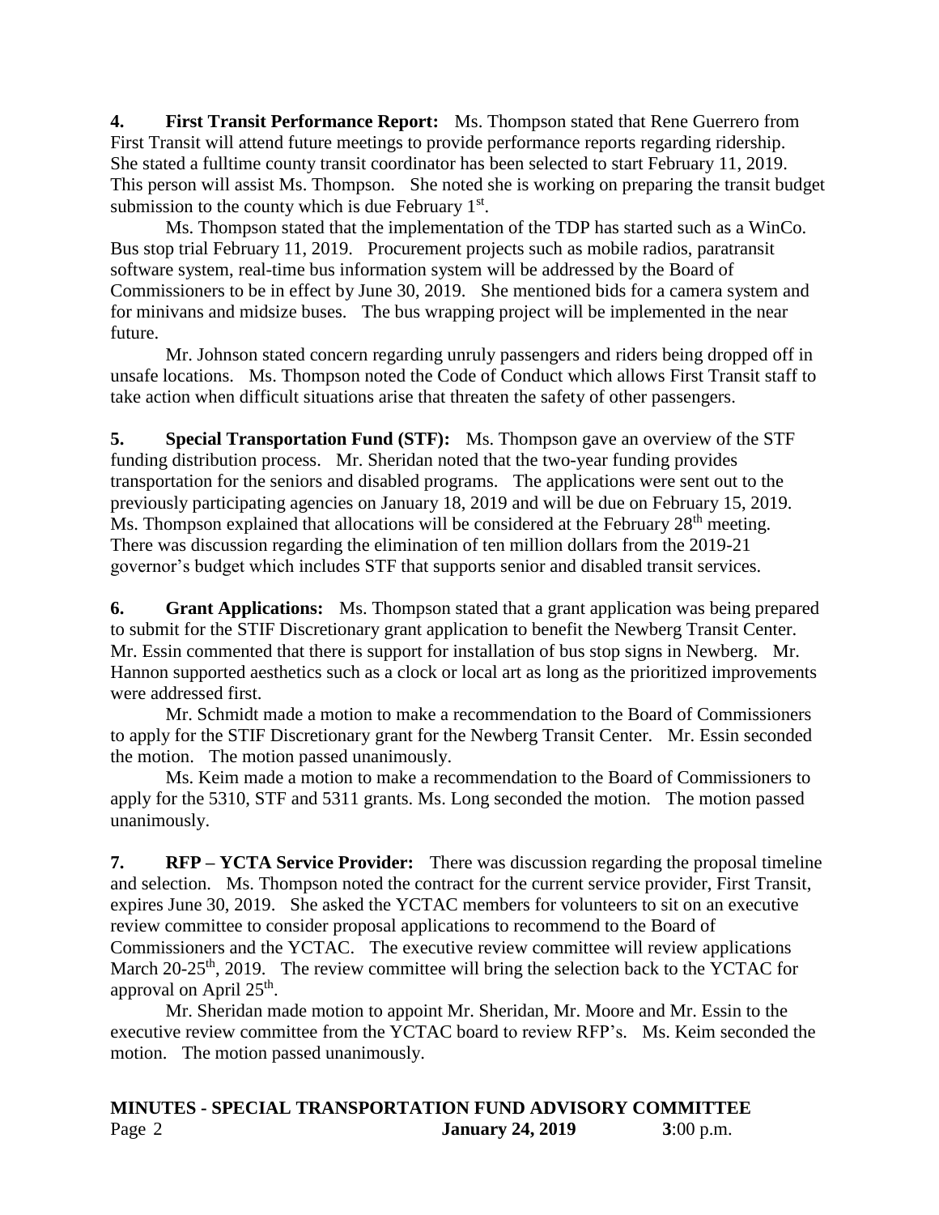**4. First Transit Performance Report:** Ms. Thompson stated that Rene Guerrero from First Transit will attend future meetings to provide performance reports regarding ridership. She stated a fulltime county transit coordinator has been selected to start February 11, 2019. This person will assist Ms. Thompson. She noted she is working on preparing the transit budget submission to the county which is due February 1st.

Ms. Thompson stated that the implementation of the TDP has started such as a WinCo. Bus stop trial February 11, 2019. Procurement projects such as mobile radios, paratransit software system, real-time bus information system will be addressed by the Board of Commissioners to be in effect by June 30, 2019. She mentioned bids for a camera system and for minivans and midsize buses. The bus wrapping project will be implemented in the near future.

Mr. Johnson stated concern regarding unruly passengers and riders being dropped off in unsafe locations. Ms. Thompson noted the Code of Conduct which allows First Transit staff to take action when difficult situations arise that threaten the safety of other passengers.

**5. Special Transportation Fund (STF):** Ms. Thompson gave an overview of the STF funding distribution process. Mr. Sheridan noted that the two-year funding provides transportation for the seniors and disabled programs. The applications were sent out to the previously participating agencies on January 18, 2019 and will be due on February 15, 2019. Ms. Thompson explained that allocations will be considered at the February 28th meeting. There was discussion regarding the elimination of ten million dollars from the 2019-21 governor's budget which includes STF that supports senior and disabled transit services.

**6. Grant Applications:** Ms. Thompson stated that a grant application was being prepared to submit for the STIF Discretionary grant application to benefit the Newberg Transit Center. Mr. Essin commented that there is support for installation of bus stop signs in Newberg. Mr. Hannon supported aesthetics such as a clock or local art as long as the prioritized improvements were addressed first.

Mr. Schmidt made a motion to make a recommendation to the Board of Commissioners to apply for the STIF Discretionary grant for the Newberg Transit Center. Mr. Essin seconded the motion. The motion passed unanimously.

Ms. Keim made a motion to make a recommendation to the Board of Commissioners to apply for the 5310, STF and 5311 grants. Ms. Long seconded the motion. The motion passed unanimously.

**7. RFP – YCTA Service Provider:** There was discussion regarding the proposal timeline and selection. Ms. Thompson noted the contract for the current service provider, First Transit, expires June 30, 2019. She asked the YCTAC members for volunteers to sit on an executive review committee to consider proposal applications to recommend to the Board of Commissioners and the YCTAC. The executive review committee will review applications March 20-25th, 2019. The review committee will bring the selection back to the YCTAC for approval on April 25th.

Mr. Sheridan made motion to appoint Mr. Sheridan, Mr. Moore and Mr. Essin to the executive review committee from the YCTAC board to review RFP's. Ms. Keim seconded the motion. The motion passed unanimously.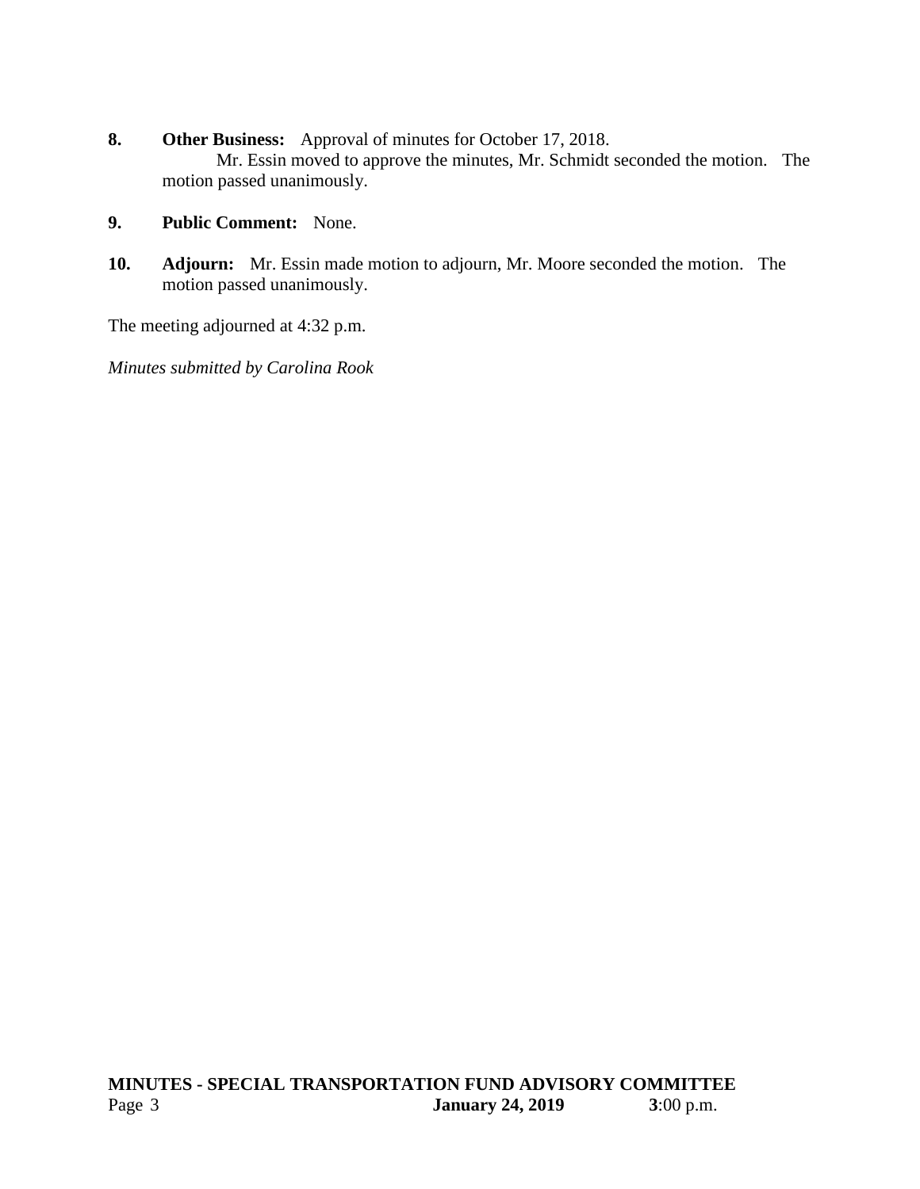**8. Other Business:** Approval of minutes for October 17, 2018.

Mr. Essin moved to approve the minutes, Mr. Schmidt seconded the motion. The motion passed unanimously.

**9. Public Comment:** None.

**10. Adjourn:** Mr. Essin made motion to adjourn, Mr. Moore seconded the motion. The motion passed unanimously.

The meeting adjourned at 4:32 p.m.

*Minutes submitted by Carolina Rook*